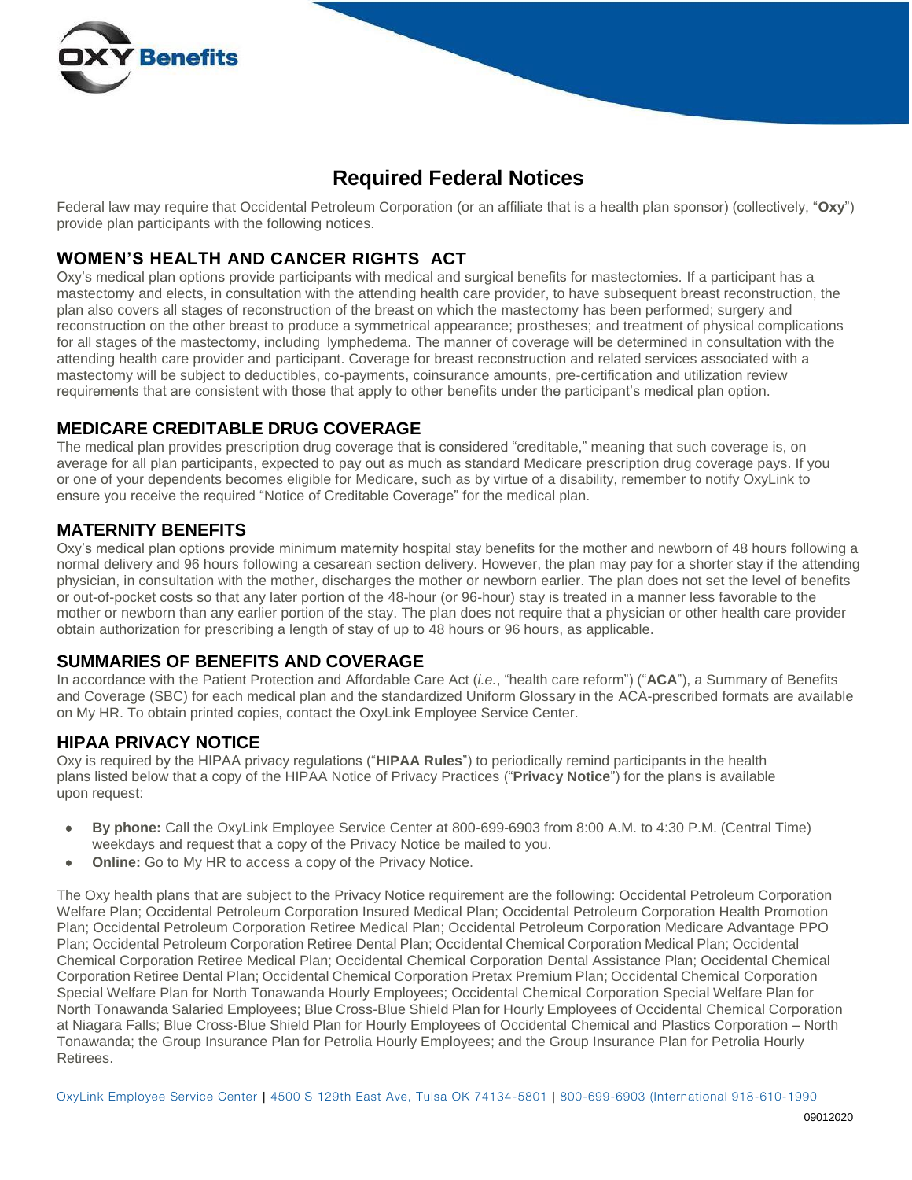# Required Federal Notices

Federal law may require that Occidental Petroleum Corporation (or an affiliate that is a health plan sponsor) (collectively, "**Oxy**") provide plan participants with the following notices.

## WOMEN'S HEALTH AND CANCER RIGHTS ACT

Oxy's medical plan options provide participants with medical and surgical benefits for mastectomies. If a participant has a mastectomy and elects, in consultation with the attending health care provider, to have subsequent breast reconstruction, the plan also covers all stages of reconstruction of the breast on which the mastectomy has been performed; surgery and reconstruction on the other breast to produce a symmetrical appearance; prostheses; and treatment of physical complications for all stages of the mastectomy, including lymphedema. The manner of coverage will be determined in consultation with the attending health care provider and participant. Coverage for breast reconstruction and related services associated with a mastectomy will be subject to deductibles, co-payments, coinsurance amounts, pre-certification and utilization review requirements that are consistent with those that apply to other benefits under the participant's medical plan option.

## MEDICARE CREDITABLE DRUG COVERAGE

The medical plan provides prescription drug coverage that is considered "creditable," meaning that such coverage is, on average for all plan participants, expected to pay out as much as standard Medicare prescription drug coverage pays. If you or one of your dependents becomes eligible for Medicare, such as by virtue of a disability, remember to notify OxyLink to ensure you receive the required "Notice of Creditable Coverage" for the medical plan.

## MATERNITY BENEFITS

Oxy's medical plan options provide minimum maternity hospital stay benefits for the mother and newborn of 48 hours following a normal delivery and 96 hours following a cesarean section delivery. However, the plan may pay for a shorter stay if the attending physician, in consultation with the mother, discharges the mother or newborn earlier. The plan does not set the level of benefits or out-of-pocket costs so that any later portion of the 48-hour (or 96-hour) stay is treated in a manner less favorable to the mother or newborn than any earlier portion of the stay. The plan does not require that a physician or other health care provider obtain authorization for prescribing a length of stay of up to 48 hours or 96 hours, as applicable.

## SUMMARIES OF BENEFITS AND COVERAGE

In accordance with the Patient Protection and Affordable Care Act (*i.e.*, "health care reform") ("**ACA**"), a Summary of Benefits and Coverage (SBC) for each medical plan and the standardized Uniform Glossary in the ACA-prescribed formats are available on My HR. To obtain printed copies, contact the OxyLink Employee Service Center.

## HIPAA PRIVACY NOTICE

Oxy is required by the HIPAA privacy regulations ("**HIPAA Rules**") to periodically remind participants in the health plans listed below that a copy of the HIPAA Notice of Privacy Practices ("**Privacy Notice**") for the plans is available upon request:

- **By phone:** Call the OxyLink Employee Service Center at 800-699-6903 from 8:00 A.M. to 4:30 P.M. (Central Time) weekdays and request that a copy of the Privacy Notice be mailed to you.
- **Online:** Go to My HR to access a copy of the Privacy Notice.

The Oxy health plans that are subject to the Privacy Notice requirement are the following: Occidental Petroleum Corporation Welfare Plan; Occidental Petroleum Corporation Insured Medical Plan; Occidental Petroleum Corporation Health Promotion Plan; Occidental Petroleum Corporation Retiree Medical Plan; Occidental Petroleum Corporation Medicare Advantage PPO Plan; Occidental Petroleum Corporation Retiree Dental Plan; Occidental Chemical Corporation Medical Plan; Occidental Chemical Corporation Retiree Medical Plan; Occidental Chemical Corporation Dental Assistance Plan; Occidental Chemical Corporation Retiree Dental Plan; Occidental Chemical Corporation Pretax Premium Plan; Occidental Chemical Corporation Special Welfare Plan for North Tonawanda Hourly Employees; Occidental Chemical Corporation Special Welfare Plan for North Tonawanda Salaried Employees; Blue Cross-Blue Shield Plan for Hourly Employees of Occidental Chemical Corporation at Niagara Falls; Blue Cross-Blue Shield Plan for Hourly Employees of Occidental Chemical and Plastics Corporation – North Tonawanda; the Group Insurance Plan for Petrolia Hourly Employees; and the Group Insurance Plan for Petrolia Hourly Retirees.

OxyLink Employee Service Center | 4500 S 129th East Ave, Tulsa OK 74134-5801 | 800-699-6903 (International 918-610-1990

09012020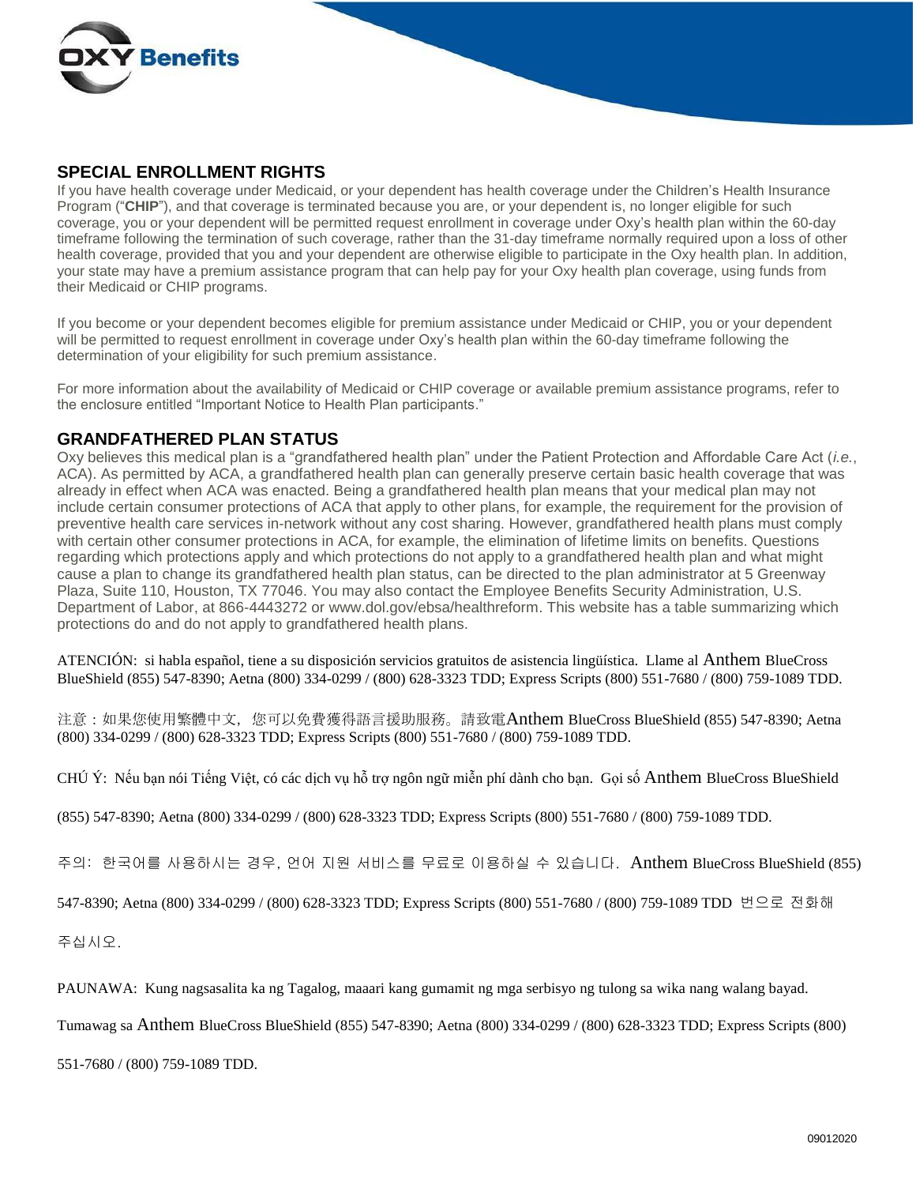## SPECIAL ENROLLMENT RIGHTS

If you have health coverage under Medicaid, or your dependent has health coverage under the Children's Health Insurance Program ("**CHIP**"), and that coverage is terminated because you are, or your dependent is, no longer eligible for such coverage, you or your dependent will be permitted request enrollment in coverage under Oxy's health plan within the 60-day timeframe following the termination of such coverage, rather than the 31-day timeframe normally required upon a loss of other health coverage, provided that you and your dependent are otherwise eligible to participate in the Oxy health plan. In addition, your state may have a premium assistance program that can help pay for your Oxy health plan coverage, using funds from their Medicaid or CHIP programs.

If you become or your dependent becomes eligible for premium assistance under Medicaid or CHIP, you or your dependent will be permitted to request enrollment in coverage under Oxy's health plan within the 60-day timeframe following the determination of your eligibility for such premium assistance.

For more information about the availability of Medicaid or CHIP coverage or available premium assistance programs, refer to the enclosure entitled "Important Notice to Health Plan participants."

## GRANDFATHERED PLAN STATUS

Oxy believes this medical plan is a "grandfathered health plan" under the Patient Protection and Affordable Care Act (*i.e.*, ACA). As permitted by ACA, a grandfathered health plan can generally preserve certain basic health coverage that was already in effect when ACA was enacted. Being a grandfathered health plan means that your medical plan may not include certain consumer protections of ACA that apply to other plans, for example, the requirement for the provision of preventive health care services in-network without any cost sharing. However, grandfathered health plans must comply with certain other consumer protections in ACA, for example, the elimination of lifetime limits on benefits. Questions regarding which protections apply and which protections do not apply to a grandfathered health plan and what might cause a plan to change its grandfathered health plan status, can be directed to the plan administrator at 5 Greenway Plaza, Suite 110, Houston, TX 77046. You may also contact the Employee Benefits Security Administration, U.S. Department of Labor, at 866-4443272 or www.dol.gov/ebsa/healthreform. This website has a table summarizing which protections do and do not apply to grandfathered health plans.

ATENCIÓN: si habla español, tiene a su disposición servicios gratuitos de asistencia lingüística. Llame al Anthem BlueCross BlueShield (855) 547-8390; Aetna (800) 334-0299 / (800) 628-3323 TDD; Express Scripts (800) 551-7680 / (800) 759-1089 TDD.

注意：如果您使用繁體中文，您可以免費獲得語言援助服務。請致電Anthem BlueCross BlueShield (855) 547-8390; Aetna (800) 334-0299 / (800) 628-3323 TDD; Express Scripts (800) 551-7680 / (800) 759-1089 TDD.

CHÚ Ý: Nếu bạn nói Tiếng Việt, có các dịch vụ hỗ trợ ngôn ngữ miễn phí dành cho bạn. Gọi số Anthem BlueCross BlueShield (855) 547-8390; Aetna (800) 334-0299 / (800) 628-3323 TDD; Express Scripts (800) 551-7680 / (800) 759-1089 TDD.

주의: 한국어를 사용하시는 경우, 언어 지원 서비스를 무료로 이용하실 수 있습니다. Anthem BlueCross BlueShield (855) 547-8390; Aetna (800) 334-0299 / (800) 628-3323 TDD; Express Scripts (800) 551-7680 / (800) 759-1089 TDD 번으로 전화해 주십시오.

PAUNAWA: Kung nagsasalita ka ng Tagalog, maaari kang gumamit ng mga serbisyo ng tulong sa wika nang walang bayad. Tumawag sa Anthem BlueCross BlueShield (855) 547-8390; Aetna (800) 334-0299 / (800) 628-3323 TDD; Express Scripts (800) 551-7680 / (800) 759-1089 TDD.

09012020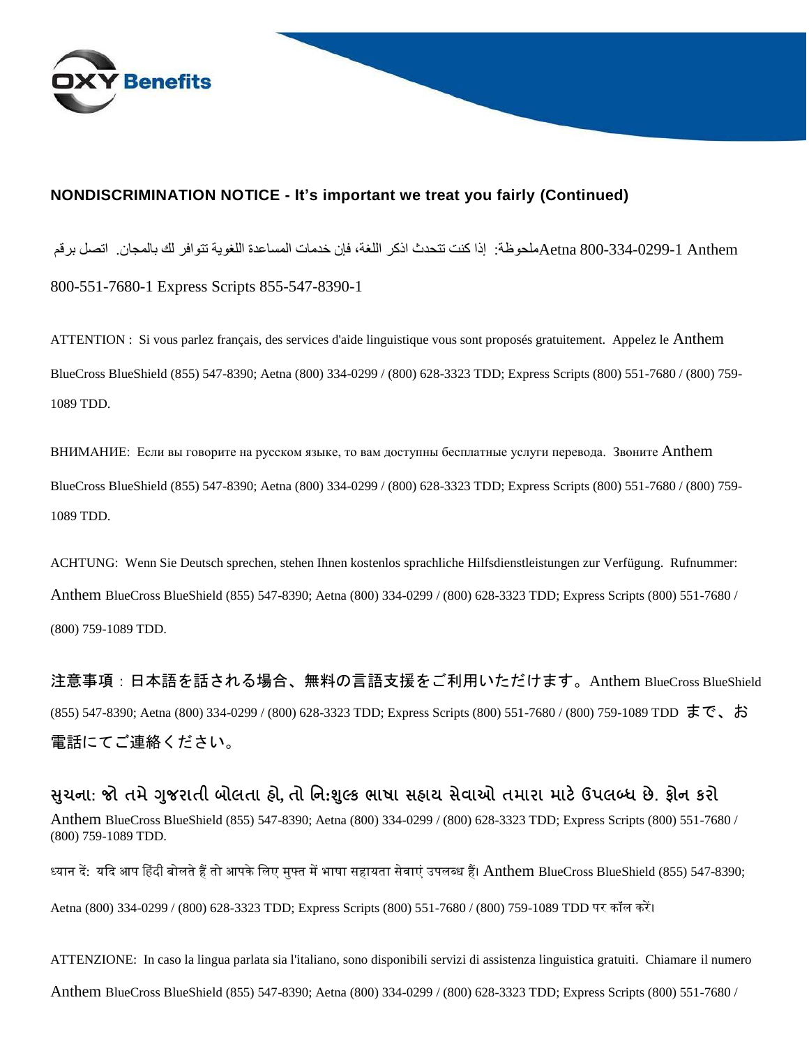**NONDISCRIMINATION NOTICE - It's important we treat you fairly (Continued)**

ملحوظة: إذا كنت تتحدث اذكر اللغة، فإن خدمات المساعدة اللغوية تتوافر لك بالمجان. اتصل برقم Aetna 800-334-0299-1 Anthem 800-551-7680-1 Express Scripts 855-547-8390-1

ATTENTION : Si vous parlez français, des services d'aide linguistique vous sont proposés gratuitement. Appelez le Anthem BlueCross BlueShield (855) 547-8390; Aetna (800) 334-0299 / (800) 628-3323 TDD; Express Scripts (800) 551-7680 / (800) 759-1089 TDD.

ВНИМАНИЕ: Если вы говорите на русском языке, то вам доступны бесплатные услуги перевода. Звоните Anthem BlueCross BlueShield (855) 547-8390; Aetna (800) 334-0299 / (800) 628-3323 TDD; Express Scripts (800) 551-7680 / (800) 759-1089 TDD.

ACHTUNG: Wenn Sie Deutsch sprechen, stehen Ihnen kostenlos sprachliche Hilfsdienstleistungen zur Verfügung. Rufnummer: Anthem BlueCross BlueShield (855) 547-8390; Aetna (800) 334-0299 / (800) 628-3323 TDD; Express Scripts (800) 551-7680 / (800) 759-1089 TDD.

注意事項：日本語を話される場合、無料の言語支援をご利用いただけます。Anthem BlueCross BlueShield (855) 547-8390; Aetna (800) 334-0299 / (800) 628-3323 TDD; Express Scripts (800) 551-7680 / (800) 759-1089 TDD まで、お電話にてご連絡ください。

સુચના: જો તમે ગુજરાતી બોલતા હો, તો નિ:શુલ્ક ભાષા સહાય સેવાઓ તમારા માટે ઉપલબ્ધ છે. ફોન કરો Anthem BlueCross BlueShield (855) 547-8390; Aetna (800) 334-0299 / (800) 628-3323 TDD; Express Scripts (800) 551-7680 / (800) 759-1089 TDD.

ध्यान दें: यदि आप हिंदी बोलते हैं तो आपके लिए मुफ्त में भाषा सहायता सेवाएं उपलब्ध हैं। Anthem BlueCross BlueShield (855) 547-8390; Aetna (800) 334-0299 / (800) 628-3323 TDD; Express Scripts (800) 551-7680 / (800) 759-1089 TDD पर कॉल करें।

ATTENZIONE: In caso la lingua parlata sia l'italiano, sono disponibili servizi di assistenza linguistica gratuiti. Chiamare il numero Anthem BlueCross BlueShield (855) 547-8390; Aetna (800) 334-0299 / (800) 628-3323 TDD; Express Scripts (800) 551-7680 /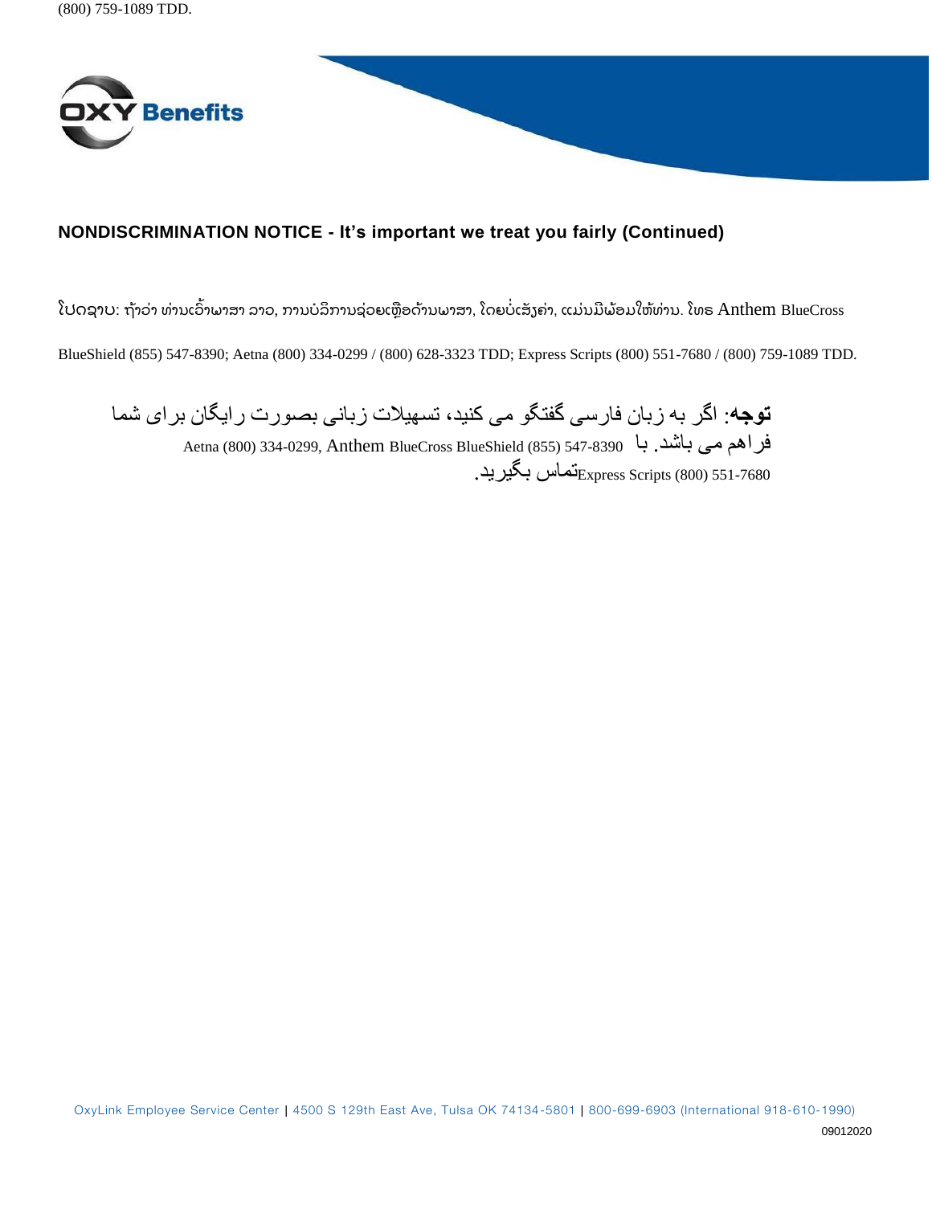(800) 759-1089 TDD.

## NONDISCRIMINATION NOTICE - It's important we treat you fairly (Continued)

ໂປດຊາບ: ຖ້າວ່າ ທ່ານເວົ້າພາສາ ລາວ, ການບໍລິການຊ່ວຍເຫຼືອດ້ານພາສາ, ໂດຍບໍ່ເສັຽຄ່າ, ແມ່ນມີພ້ອມໃຫ້ທ່ານ. ໂທຣ Anthem BlueCross BlueShield (855) 547-8390; Aetna (800) 334-0299 / (800) 628-3323 TDD; Express Scripts (800) 551-7680 / (800) 759-1089 TDD.

**توجه**: اگر به زبان فارسی گفتگو می کنید، تسهیلات زبانی بصورت رایگان برای شما فراهم می باشد. با Aetna (800) 334-0299, Anthem BlueCross BlueShield (855) 547-8390 Express Scripts (800) 551-7680 تماس بگیرید.

OxyLink Employee Service Center | 4500 S 129th East Ave, Tulsa OK 74134-5801 | 800-699-6903 (International 918-610-1990)

09012020